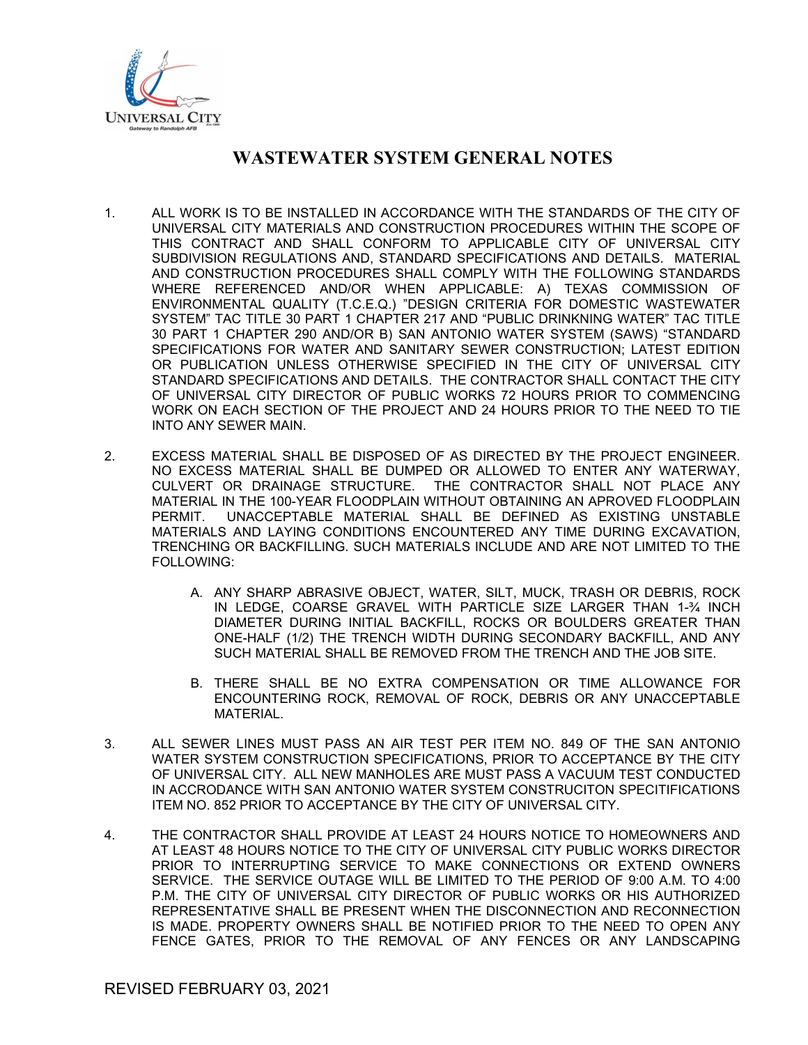# WASTEWATER SYSTEM GENERAL NOTES

1. ALL WORK IS TO BE INSTALLED IN ACCORDANCE WITH THE STANDARDS OF THE CITY OF UNIVERSAL CITY MATERIALS AND CONSTRUCTION PROCEDURES WITHIN THE SCOPE OF THIS CONTRACT AND SHALL CONFORM TO APPLICABLE CITY OF UNIVERSAL CITY SUBDIVISION REGULATIONS AND, STANDARD SPECIFICATIONS AND DETAILS. MATERIAL AND CONSTRUCTION PROCEDURES SHALL COMPLY WITH THE FOLLOWING STANDARDS WHERE REFERENCED AND/OR WHEN APPLICABLE: A) TEXAS COMMISSION OF ENVIRONMENTAL QUALITY (T.C.E.Q.) "DESIGN CRITERIA FOR DOMESTIC WASTEWATER SYSTEM" TAC TITLE 30 PART 1 CHAPTER 217 AND "PUBLIC DRINKNING WATER" TAC TITLE 30 PART 1 CHAPTER 290 AND/OR B) SAN ANTONIO WATER SYSTEM (SAWS) "STANDARD SPECIFICATIONS FOR WATER AND SANITARY SEWER CONSTRUCTION; LATEST EDITION OR PUBLICATION UNLESS OTHERWISE SPECIFIED IN THE CITY OF UNIVERSAL CITY STANDARD SPECIFICATIONS AND DETAILS. THE CONTRACTOR SHALL CONTACT THE CITY OF UNIVERSAL CITY DIRECTOR OF PUBLIC WORKS 72 HOURS PRIOR TO COMMENCING WORK ON EACH SECTION OF THE PROJECT AND 24 HOURS PRIOR TO THE NEED TO TIE INTO ANY SEWER MAIN.

2. EXCESS MATERIAL SHALL BE DISPOSED OF AS DIRECTED BY THE PROJECT ENGINEER. NO EXCESS MATERIAL SHALL BE DUMPED OR ALLOWED TO ENTER ANY WATERWAY, CULVERT OR DRAINAGE STRUCTURE. THE CONTRACTOR SHALL NOT PLACE ANY MATERIAL IN THE 100-YEAR FLOODPLAIN WITHOUT OBTAINING AN APROVED FLOODPLAIN PERMIT. UNACCEPTABLE MATERIAL SHALL BE DEFINED AS EXISTING UNSTABLE MATERIALS AND LAYING CONDITIONS ENCOUNTERED ANY TIME DURING EXCAVATION, TRENCHING OR BACKFILLING. SUCH MATERIALS INCLUDE AND ARE NOT LIMITED TO THE FOLLOWING:

    A. ANY SHARP ABRASIVE OBJECT, WATER, SILT, MUCK, TRASH OR DEBRIS, ROCK IN LEDGE, COARSE GRAVEL WITH PARTICLE SIZE LARGER THAN 1-¾ INCH DIAMETER DURING INITIAL BACKFILL, ROCKS OR BOULDERS GREATER THAN ONE-HALF (1/2) THE TRENCH WIDTH DURING SECONDARY BACKFILL, AND ANY SUCH MATERIAL SHALL BE REMOVED FROM THE TRENCH AND THE JOB SITE.

    B. THERE SHALL BE NO EXTRA COMPENSATION OR TIME ALLOWANCE FOR ENCOUNTERING ROCK, REMOVAL OF ROCK, DEBRIS OR ANY UNACCEPTABLE MATERIAL.

3. ALL SEWER LINES MUST PASS AN AIR TEST PER ITEM NO. 849 OF THE SAN ANTONIO WATER SYSTEM CONSTRUCTION SPECIFICATIONS, PRIOR TO ACCEPTANCE BY THE CITY OF UNIVERSAL CITY. ALL NEW MANHOLES ARE MUST PASS A VACUUM TEST CONDUCTED IN ACCRODANCE WITH SAN ANTONIO WATER SYSTEM CONSTRUCITON SPECITIFICATIONS ITEM NO. 852 PRIOR TO ACCEPTANCE BY THE CITY OF UNIVERSAL CITY.

4. THE CONTRACTOR SHALL PROVIDE AT LEAST 24 HOURS NOTICE TO HOMEOWNERS AND AT LEAST 48 HOURS NOTICE TO THE CITY OF UNIVERSAL CITY PUBLIC WORKS DIRECTOR PRIOR TO INTERRUPTING SERVICE TO MAKE CONNECTIONS OR EXTEND OWNERS SERVICE. THE SERVICE OUTAGE WILL BE LIMITED TO THE PERIOD OF 9:00 A.M. TO 4:00 P.M. THE CITY OF UNIVERSAL CITY DIRECTOR OF PUBLIC WORKS OR HIS AUTHORIZED REPRESENTATIVE SHALL BE PRESENT WHEN THE DISCONNECTION AND RECONNECTION IS MADE. PROPERTY OWNERS SHALL BE NOTIFIED PRIOR TO THE NEED TO OPEN ANY FENCE GATES, PRIOR TO THE REMOVAL OF ANY FENCES OR ANY LANDSCAPING

REVISED FEBRUARY 03, 2021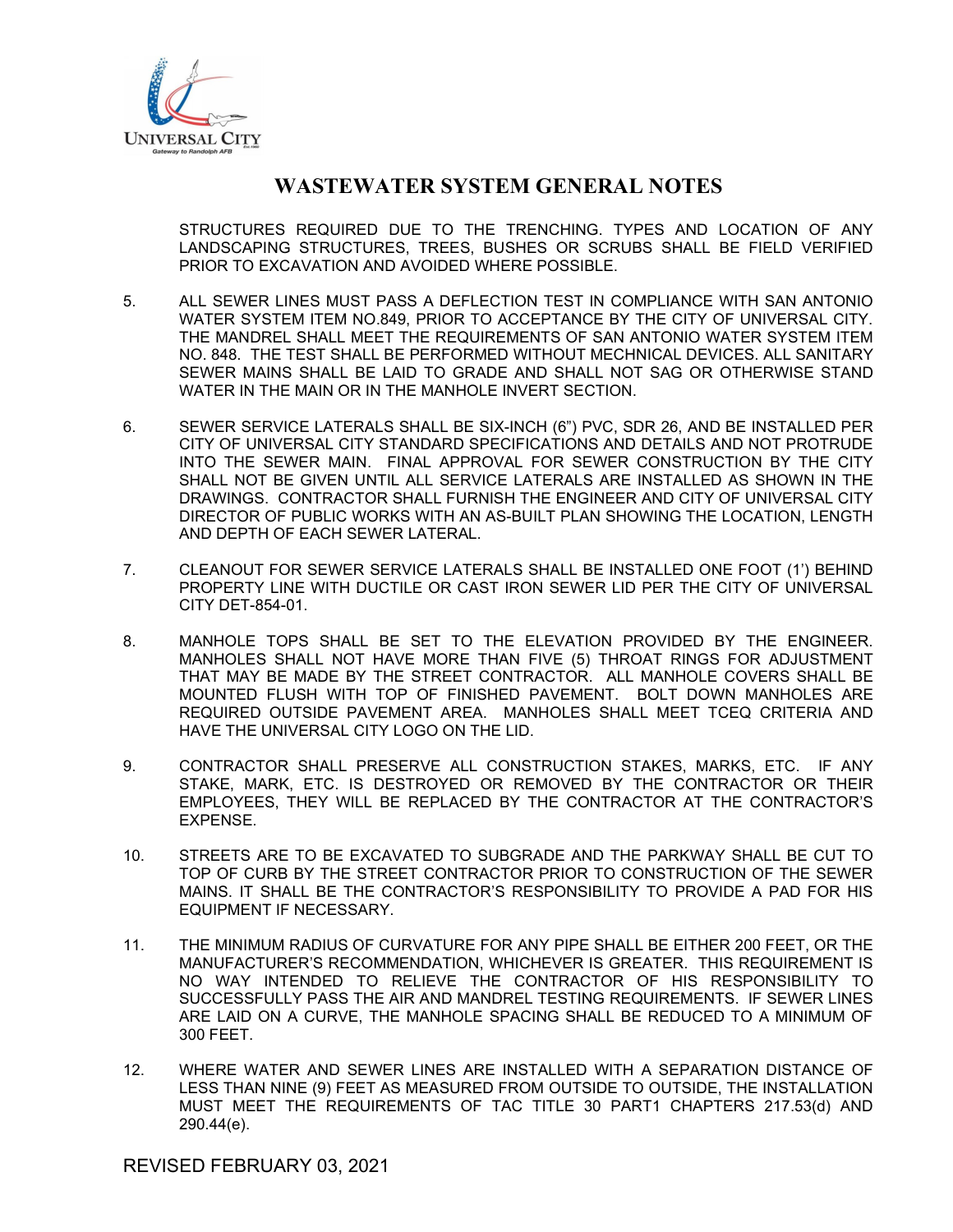# WASTEWATER SYSTEM GENERAL NOTES

STRUCTURES REQUIRED DUE TO THE TRENCHING. TYPES AND LOCATION OF ANY LANDSCAPING STRUCTURES, TREES, BUSHES OR SCRUBS SHALL BE FIELD VERIFIED PRIOR TO EXCAVATION AND AVOIDED WHERE POSSIBLE.

5. ALL SEWER LINES MUST PASS A DEFLECTION TEST IN COMPLIANCE WITH SAN ANTONIO WATER SYSTEM ITEM NO.849, PRIOR TO ACCEPTANCE BY THE CITY OF UNIVERSAL CITY. THE MANDREL SHALL MEET THE REQUIREMENTS OF SAN ANTONIO WATER SYSTEM ITEM NO. 848. THE TEST SHALL BE PERFORMED WITHOUT MECHNICAL DEVICES. ALL SANITARY SEWER MAINS SHALL BE LAID TO GRADE AND SHALL NOT SAG OR OTHERWISE STAND WATER IN THE MAIN OR IN THE MANHOLE INVERT SECTION.

6. SEWER SERVICE LATERALS SHALL BE SIX-INCH (6”) PVC, SDR 26, AND BE INSTALLED PER CITY OF UNIVERSAL CITY STANDARD SPECIFICATIONS AND DETAILS AND NOT PROTRUDE INTO THE SEWER MAIN. FINAL APPROVAL FOR SEWER CONSTRUCTION BY THE CITY SHALL NOT BE GIVEN UNTIL ALL SERVICE LATERALS ARE INSTALLED AS SHOWN IN THE DRAWINGS. CONTRACTOR SHALL FURNISH THE ENGINEER AND CITY OF UNIVERSAL CITY DIRECTOR OF PUBLIC WORKS WITH AN AS-BUILT PLAN SHOWING THE LOCATION, LENGTH AND DEPTH OF EACH SEWER LATERAL.

7. CLEANOUT FOR SEWER SERVICE LATERALS SHALL BE INSTALLED ONE FOOT (1’) BEHIND PROPERTY LINE WITH DUCTILE OR CAST IRON SEWER LID PER THE CITY OF UNIVERSAL CITY DET-854-01.

8. MANHOLE TOPS SHALL BE SET TO THE ELEVATION PROVIDED BY THE ENGINEER. MANHOLES SHALL NOT HAVE MORE THAN FIVE (5) THROAT RINGS FOR ADJUSTMENT THAT MAY BE MADE BY THE STREET CONTRACTOR. ALL MANHOLE COVERS SHALL BE MOUNTED FLUSH WITH TOP OF FINISHED PAVEMENT. BOLT DOWN MANHOLES ARE REQUIRED OUTSIDE PAVEMENT AREA. MANHOLES SHALL MEET TCEQ CRITERIA AND HAVE THE UNIVERSAL CITY LOGO ON THE LID.

9. CONTRACTOR SHALL PRESERVE ALL CONSTRUCTION STAKES, MARKS, ETC. IF ANY STAKE, MARK, ETC. IS DESTROYED OR REMOVED BY THE CONTRACTOR OR THEIR EMPLOYEES, THEY WILL BE REPLACED BY THE CONTRACTOR AT THE CONTRACTOR’S EXPENSE.

10. STREETS ARE TO BE EXCAVATED TO SUBGRADE AND THE PARKWAY SHALL BE CUT TO TOP OF CURB BY THE STREET CONTRACTOR PRIOR TO CONSTRUCTION OF THE SEWER MAINS. IT SHALL BE THE CONTRACTOR’S RESPONSIBILITY TO PROVIDE A PAD FOR HIS EQUIPMENT IF NECESSARY.

11. THE MINIMUM RADIUS OF CURVATURE FOR ANY PIPE SHALL BE EITHER 200 FEET, OR THE MANUFACTURER’S RECOMMENDATION, WHICHEVER IS GREATER. THIS REQUIREMENT IS NO WAY INTENDED TO RELIEVE THE CONTRACTOR OF HIS RESPONSIBILITY TO SUCCESSFULLY PASS THE AIR AND MANDREL TESTING REQUIREMENTS. IF SEWER LINES ARE LAID ON A CURVE, THE MANHOLE SPACING SHALL BE REDUCED TO A MINIMUM OF 300 FEET.

12. WHERE WATER AND SEWER LINES ARE INSTALLED WITH A SEPARATION DISTANCE OF LESS THAN NINE (9) FEET AS MEASURED FROM OUTSIDE TO OUTSIDE, THE INSTALLATION MUST MEET THE REQUIREMENTS OF TAC TITLE 30 PART1 CHAPTERS 217.53(d) AND 290.44(e).

REVISED FEBRUARY 03, 2021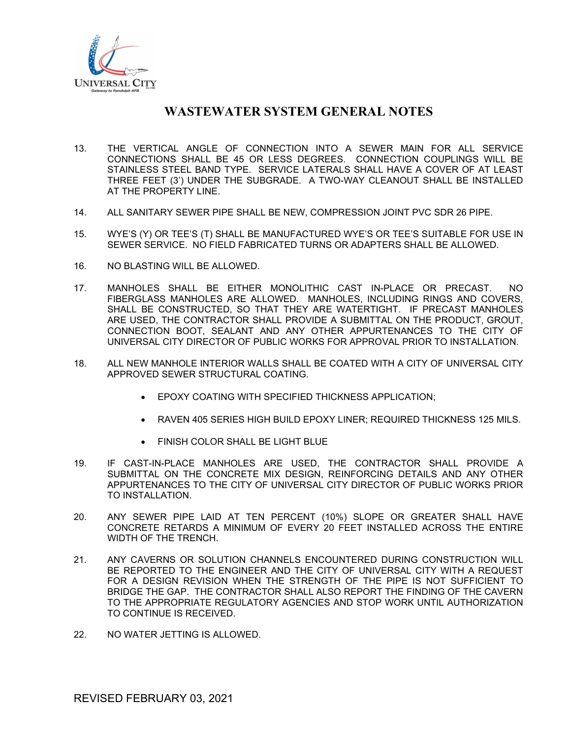# WASTEWATER SYSTEM GENERAL NOTES

13. THE VERTICAL ANGLE OF CONNECTION INTO A SEWER MAIN FOR ALL SERVICE CONNECTIONS SHALL BE 45 OR LESS DEGREES. CONNECTION COUPLINGS WILL BE STAINLESS STEEL BAND TYPE. SERVICE LATERALS SHALL HAVE A COVER OF AT LEAST THREE FEET (3') UNDER THE SUBGRADE. A TWO-WAY CLEANOUT SHALL BE INSTALLED AT THE PROPERTY LINE.

14. ALL SANITARY SEWER PIPE SHALL BE NEW, COMPRESSION JOINT PVC SDR 26 PIPE.

15. WYE'S (Y) OR TEE'S (T) SHALL BE MANUFACTURED WYE'S OR TEE'S SUITABLE FOR USE IN SEWER SERVICE. NO FIELD FABRICATED TURNS OR ADAPTERS SHALL BE ALLOWED.

16. NO BLASTING WILL BE ALLOWED.

17. MANHOLES SHALL BE EITHER MONOLITHIC CAST IN-PLACE OR PRECAST. NO FIBERGLASS MANHOLES ARE ALLOWED. MANHOLES, INCLUDING RINGS AND COVERS, SHALL BE CONSTRUCTED, SO THAT THEY ARE WATERTIGHT. IF PRECAST MANHOLES ARE USED, THE CONTRACTOR SHALL PROVIDE A SUBMITTAL ON THE PRODUCT, GROUT, CONNECTION BOOT, SEALANT AND ANY OTHER APPURTENANCES TO THE CITY OF UNIVERSAL CITY DIRECTOR OF PUBLIC WORKS FOR APPROVAL PRIOR TO INSTALLATION.

18. ALL NEW MANHOLE INTERIOR WALLS SHALL BE COATED WITH A CITY OF UNIVERSAL CITY APPROVED SEWER STRUCTURAL COATING.

    - EPOXY COATING WITH SPECIFIED THICKNESS APPLICATION;
    - RAVEN 405 SERIES HIGH BUILD EPOXY LINER; REQUIRED THICKNESS 125 MILS.
    - FINISH COLOR SHALL BE LIGHT BLUE

19. IF CAST-IN-PLACE MANHOLES ARE USED, THE CONTRACTOR SHALL PROVIDE A SUBMITTAL ON THE CONCRETE MIX DESIGN, REINFORCING DETAILS AND ANY OTHER APPURTENANCES TO THE CITY OF UNIVERSAL CITY DIRECTOR OF PUBLIC WORKS PRIOR TO INSTALLATION.

20. ANY SEWER PIPE LAID AT TEN PERCENT (10%) SLOPE OR GREATER SHALL HAVE CONCRETE RETARDS A MINIMUM OF EVERY 20 FEET INSTALLED ACROSS THE ENTIRE WIDTH OF THE TRENCH.

21. ANY CAVERNS OR SOLUTION CHANNELS ENCOUNTERED DURING CONSTRUCTION WILL BE REPORTED TO THE ENGINEER AND THE CITY OF UNIVERSAL CITY WITH A REQUEST FOR A DESIGN REVISION WHEN THE STRENGTH OF THE PIPE IS NOT SUFFICIENT TO BRIDGE THE GAP. THE CONTRACTOR SHALL ALSO REPORT THE FINDING OF THE CAVERN TO THE APPROPRIATE REGULATORY AGENCIES AND STOP WORK UNTIL AUTHORIZATION TO CONTINUE IS RECEIVED.

22. NO WATER JETTING IS ALLOWED.

REVISED FEBRUARY 03, 2021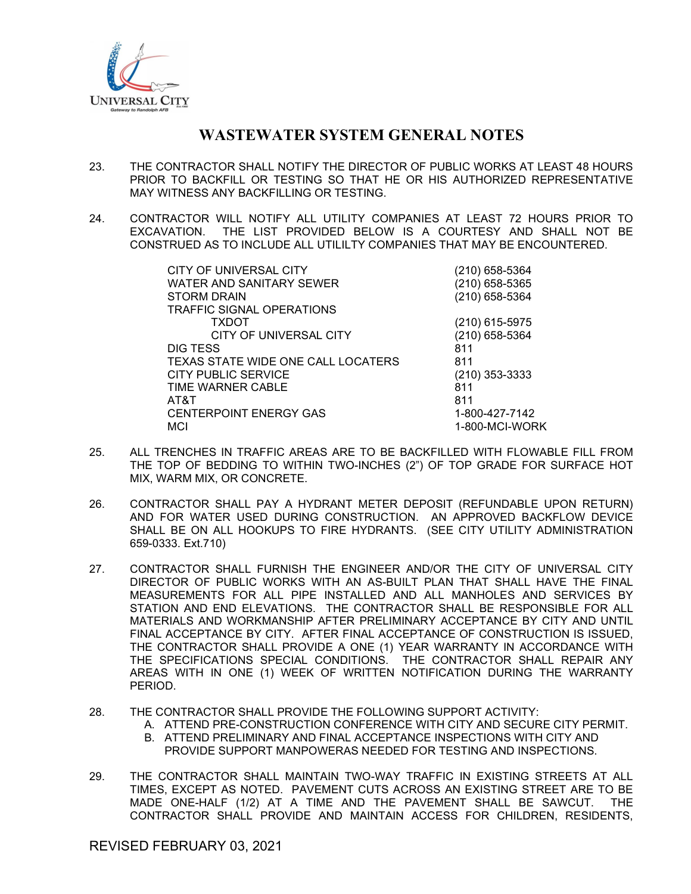# WASTEWATER SYSTEM GENERAL NOTES

23. THE CONTRACTOR SHALL NOTIFY THE DIRECTOR OF PUBLIC WORKS AT LEAST 48 HOURS PRIOR TO BACKFILL OR TESTING SO THAT HE OR HIS AUTHORIZED REPRESENTATIVE MAY WITNESS ANY BACKFILLING OR TESTING.

24. CONTRACTOR WILL NOTIFY ALL UTILITY COMPANIES AT LEAST 72 HOURS PRIOR TO EXCAVATION. THE LIST PROVIDED BELOW IS A COURTESY AND SHALL NOT BE CONSTRUED AS TO INCLUDE ALL UTILILTY COMPANIES THAT MAY BE ENCOUNTERED.

| | |
|---|---|
| CITY OF UNIVERSAL CITY | (210) 658-5364 |
| WATER AND SANITARY SEWER | (210) 658-5365 |
| STORM DRAIN | (210) 658-5364 |
| TRAFFIC SIGNAL OPERATIONS | |
| TXDOT | (210) 615-5975 |
| CITY OF UNIVERSAL CITY | (210) 658-5364 |
| DIG TESS | 811 |
| TEXAS STATE WIDE ONE CALL LOCATERS | 811 |
| CITY PUBLIC SERVICE | (210) 353-3333 |
| TIME WARNER CABLE | 811 |
| AT&T | 811 |
| CENTERPOINT ENERGY GAS | 1-800-427-7142 |
| MCI | 1-800-MCI-WORK |

25. ALL TRENCHES IN TRAFFIC AREAS ARE TO BE BACKFILLED WITH FLOWABLE FILL FROM THE TOP OF BEDDING TO WITHIN TWO-INCHES (2") OF TOP GRADE FOR SURFACE HOT MIX, WARM MIX, OR CONCRETE.

26. CONTRACTOR SHALL PAY A HYDRANT METER DEPOSIT (REFUNDABLE UPON RETURN) AND FOR WATER USED DURING CONSTRUCTION. AN APPROVED BACKFLOW DEVICE SHALL BE ON ALL HOOKUPS TO FIRE HYDRANTS. (SEE CITY UTILITY ADMINISTRATION 659-0333. Ext.710)

27. CONTRACTOR SHALL FURNISH THE ENGINEER AND/OR THE CITY OF UNIVERSAL CITY DIRECTOR OF PUBLIC WORKS WITH AN AS-BUILT PLAN THAT SHALL HAVE THE FINAL MEASUREMENTS FOR ALL PIPE INSTALLED AND ALL MANHOLES AND SERVICES BY STATION AND END ELEVATIONS. THE CONTRACTOR SHALL BE RESPONSIBLE FOR ALL MATERIALS AND WORKMANSHIP AFTER PRELIMINARY ACCEPTANCE BY CITY AND UNTIL FINAL ACCEPTANCE BY CITY. AFTER FINAL ACCEPTANCE OF CONSTRUCTION IS ISSUED, THE CONTRACTOR SHALL PROVIDE A ONE (1) YEAR WARRANTY IN ACCORDANCE WITH THE SPECIFICATIONS SPECIAL CONDITIONS. THE CONTRACTOR SHALL REPAIR ANY AREAS WITH IN ONE (1) WEEK OF WRITTEN NOTIFICATION DURING THE WARRANTY PERIOD.

28. THE CONTRACTOR SHALL PROVIDE THE FOLLOWING SUPPORT ACTIVITY:
    A. ATTEND PRE-CONSTRUCTION CONFERENCE WITH CITY AND SECURE CITY PERMIT.
    B. ATTEND PRELIMINARY AND FINAL ACCEPTANCE INSPECTIONS WITH CITY AND PROVIDE SUPPORT MANPOWERAS NEEDED FOR TESTING AND INSPECTIONS.

29. THE CONTRACTOR SHALL MAINTAIN TWO-WAY TRAFFIC IN EXISTING STREETS AT ALL TIMES, EXCEPT AS NOTED. PAVEMENT CUTS ACROSS AN EXISTING STREET ARE TO BE MADE ONE-HALF (1/2) AT A TIME AND THE PAVEMENT SHALL BE SAWCUT. THE CONTRACTOR SHALL PROVIDE AND MAINTAIN ACCESS FOR CHILDREN, RESIDENTS,

REVISED FEBRUARY 03, 2021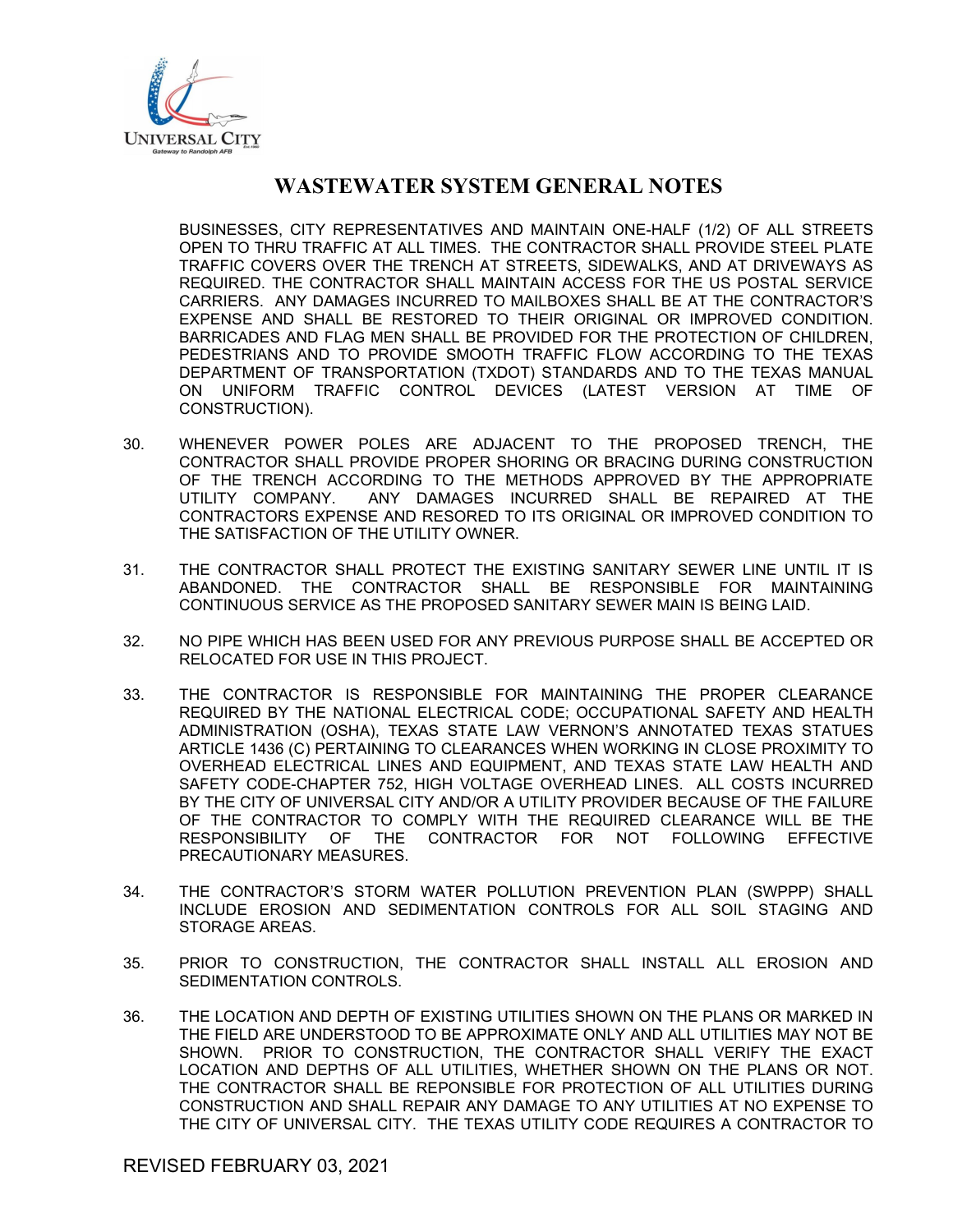## WASTEWATER SYSTEM GENERAL NOTES

BUSINESSES, CITY REPRESENTATIVES AND MAINTAIN ONE-HALF (1/2) OF ALL STREETS OPEN TO THRU TRAFFIC AT ALL TIMES. THE CONTRACTOR SHALL PROVIDE STEEL PLATE TRAFFIC COVERS OVER THE TRENCH AT STREETS, SIDEWALKS, AND AT DRIVEWAYS AS REQUIRED. THE CONTRACTOR SHALL MAINTAIN ACCESS FOR THE US POSTAL SERVICE CARRIERS. ANY DAMAGES INCURRED TO MAILBOXES SHALL BE AT THE CONTRACTOR'S EXPENSE AND SHALL BE RESTORED TO THEIR ORIGINAL OR IMPROVED CONDITION. BARRICADES AND FLAG MEN SHALL BE PROVIDED FOR THE PROTECTION OF CHILDREN, PEDESTRIANS AND TO PROVIDE SMOOTH TRAFFIC FLOW ACCORDING TO THE TEXAS DEPARTMENT OF TRANSPORTATION (TXDOT) STANDARDS AND TO THE TEXAS MANUAL ON UNIFORM TRAFFIC CONTROL DEVICES (LATEST VERSION AT TIME OF CONSTRUCTION).

30. WHENEVER POWER POLES ARE ADJACENT TO THE PROPOSED TRENCH, THE CONTRACTOR SHALL PROVIDE PROPER SHORING OR BRACING DURING CONSTRUCTION OF THE TRENCH ACCORDING TO THE METHODS APPROVED BY THE APPROPRIATE UTILITY COMPANY. ANY DAMAGES INCURRED SHALL BE REPAIRED AT THE CONTRACTORS EXPENSE AND RESORED TO ITS ORIGINAL OR IMPROVED CONDITION TO THE SATISFACTION OF THE UTILITY OWNER.

31. THE CONTRACTOR SHALL PROTECT THE EXISTING SANITARY SEWER LINE UNTIL IT IS ABANDONED. THE CONTRACTOR SHALL BE RESPONSIBLE FOR MAINTAINING CONTINUOUS SERVICE AS THE PROPOSED SANITARY SEWER MAIN IS BEING LAID.

32. NO PIPE WHICH HAS BEEN USED FOR ANY PREVIOUS PURPOSE SHALL BE ACCEPTED OR RELOCATED FOR USE IN THIS PROJECT.

33. THE CONTRACTOR IS RESPONSIBLE FOR MAINTAINING THE PROPER CLEARANCE REQUIRED BY THE NATIONAL ELECTRICAL CODE; OCCUPATIONAL SAFETY AND HEALTH ADMINISTRATION (OSHA), TEXAS STATE LAW VERNON'S ANNOTATED TEXAS STATUES ARTICLE 1436 (C) PERTAINING TO CLEARANCES WHEN WORKING IN CLOSE PROXIMITY TO OVERHEAD ELECTRICAL LINES AND EQUIPMENT, AND TEXAS STATE LAW HEALTH AND SAFETY CODE-CHAPTER 752, HIGH VOLTAGE OVERHEAD LINES. ALL COSTS INCURRED BY THE CITY OF UNIVERSAL CITY AND/OR A UTILITY PROVIDER BECAUSE OF THE FAILURE OF THE CONTRACTOR TO COMPLY WITH THE REQUIRED CLEARANCE WILL BE THE RESPONSIBILITY OF THE CONTRACTOR FOR NOT FOLLOWING EFFECTIVE PRECAUTIONARY MEASURES.

34. THE CONTRACTOR'S STORM WATER POLLUTION PREVENTION PLAN (SWPPP) SHALL INCLUDE EROSION AND SEDIMENTATION CONTROLS FOR ALL SOIL STAGING AND STORAGE AREAS.

35. PRIOR TO CONSTRUCTION, THE CONTRACTOR SHALL INSTALL ALL EROSION AND SEDIMENTATION CONTROLS.

36. THE LOCATION AND DEPTH OF EXISTING UTILITIES SHOWN ON THE PLANS OR MARKED IN THE FIELD ARE UNDERSTOOD TO BE APPROXIMATE ONLY AND ALL UTILITIES MAY NOT BE SHOWN. PRIOR TO CONSTRUCTION, THE CONTRACTOR SHALL VERIFY THE EXACT LOCATION AND DEPTHS OF ALL UTILITIES, WHETHER SHOWN ON THE PLANS OR NOT. THE CONTRACTOR SHALL BE REPONSIBLE FOR PROTECTION OF ALL UTILITIES DURING CONSTRUCTION AND SHALL REPAIR ANY DAMAGE TO ANY UTILITIES AT NO EXPENSE TO THE CITY OF UNIVERSAL CITY. THE TEXAS UTILITY CODE REQUIRES A CONTRACTOR TO

REVISED FEBRUARY 03, 2021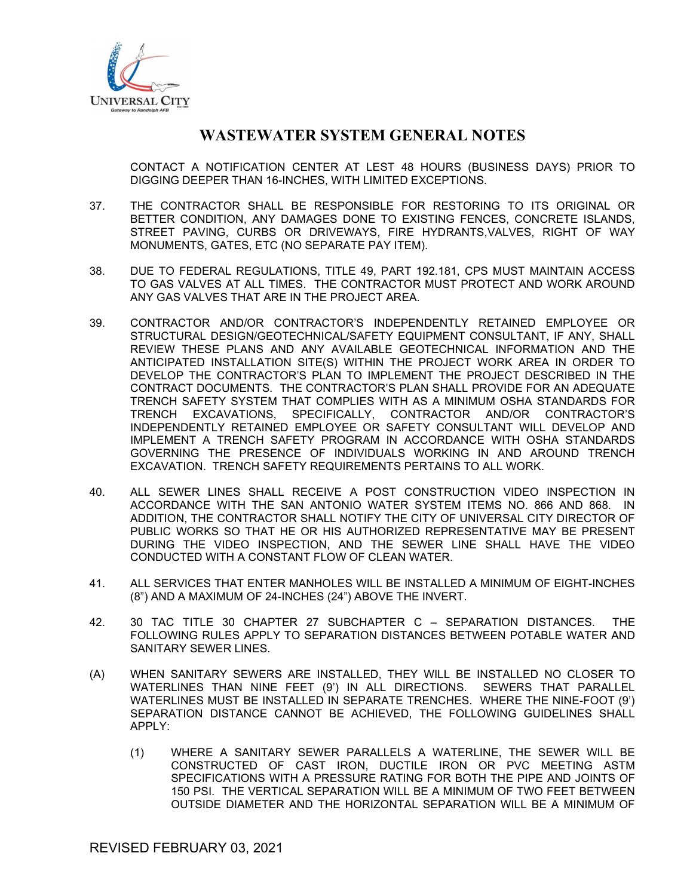## WASTEWATER SYSTEM GENERAL NOTES

CONTACT A NOTIFICATION CENTER AT LEST 48 HOURS (BUSINESS DAYS) PRIOR TO DIGGING DEEPER THAN 16-INCHES, WITH LIMITED EXCEPTIONS.

37. THE CONTRACTOR SHALL BE RESPONSIBLE FOR RESTORING TO ITS ORIGINAL OR BETTER CONDITION, ANY DAMAGES DONE TO EXISTING FENCES, CONCRETE ISLANDS, STREET PAVING, CURBS OR DRIVEWAYS, FIRE HYDRANTS,VALVES, RIGHT OF WAY MONUMENTS, GATES, ETC (NO SEPARATE PAY ITEM).

38. DUE TO FEDERAL REGULATIONS, TITLE 49, PART 192.181, CPS MUST MAINTAIN ACCESS TO GAS VALVES AT ALL TIMES. THE CONTRACTOR MUST PROTECT AND WORK AROUND ANY GAS VALVES THAT ARE IN THE PROJECT AREA.

39. CONTRACTOR AND/OR CONTRACTOR'S INDEPENDENTLY RETAINED EMPLOYEE OR STRUCTURAL DESIGN/GEOTECHNICAL/SAFETY EQUIPMENT CONSULTANT, IF ANY, SHALL REVIEW THESE PLANS AND ANY AVAILABLE GEOTECHNICAL INFORMATION AND THE ANTICIPATED INSTALLATION SITE(S) WITHIN THE PROJECT WORK AREA IN ORDER TO DEVELOP THE CONTRACTOR'S PLAN TO IMPLEMENT THE PROJECT DESCRIBED IN THE CONTRACT DOCUMENTS. THE CONTRACTOR'S PLAN SHALL PROVIDE FOR AN ADEQUATE TRENCH SAFETY SYSTEM THAT COMPLIES WITH AS A MINIMUM OSHA STANDARDS FOR TRENCH EXCAVATIONS, SPECIFICALLY, CONTRACTOR AND/OR CONTRACTOR'S INDEPENDENTLY RETAINED EMPLOYEE OR SAFETY CONSULTANT WILL DEVELOP AND IMPLEMENT A TRENCH SAFETY PROGRAM IN ACCORDANCE WITH OSHA STANDARDS GOVERNING THE PRESENCE OF INDIVIDUALS WORKING IN AND AROUND TRENCH EXCAVATION. TRENCH SAFETY REQUIREMENTS PERTAINS TO ALL WORK.

40. ALL SEWER LINES SHALL RECEIVE A POST CONSTRUCTION VIDEO INSPECTION IN ACCORDANCE WITH THE SAN ANTONIO WATER SYSTEM ITEMS NO. 866 AND 868. IN ADDITION, THE CONTRACTOR SHALL NOTIFY THE CITY OF UNIVERSAL CITY DIRECTOR OF PUBLIC WORKS SO THAT HE OR HIS AUTHORIZED REPRESENTATIVE MAY BE PRESENT DURING THE VIDEO INSPECTION, AND THE SEWER LINE SHALL HAVE THE VIDEO CONDUCTED WITH A CONSTANT FLOW OF CLEAN WATER.

41. ALL SERVICES THAT ENTER MANHOLES WILL BE INSTALLED A MINIMUM OF EIGHT-INCHES (8") AND A MAXIMUM OF 24-INCHES (24") ABOVE THE INVERT.

42. 30 TAC TITLE 30 CHAPTER 27 SUBCHAPTER C – SEPARATION DISTANCES. THE FOLLOWING RULES APPLY TO SEPARATION DISTANCES BETWEEN POTABLE WATER AND SANITARY SEWER LINES.

(A) WHEN SANITARY SEWERS ARE INSTALLED, THEY WILL BE INSTALLED NO CLOSER TO WATERLINES THAN NINE FEET (9') IN ALL DIRECTIONS. SEWERS THAT PARALLEL WATERLINES MUST BE INSTALLED IN SEPARATE TRENCHES. WHERE THE NINE-FOOT (9') SEPARATION DISTANCE CANNOT BE ACHIEVED, THE FOLLOWING GUIDELINES SHALL APPLY:

   (1) WHERE A SANITARY SEWER PARALLELS A WATERLINE, THE SEWER WILL BE CONSTRUCTED OF CAST IRON, DUCTILE IRON OR PVC MEETING ASTM SPECIFICATIONS WITH A PRESSURE RATING FOR BOTH THE PIPE AND JOINTS OF 150 PSI. THE VERTICAL SEPARATION WILL BE A MINIMUM OF TWO FEET BETWEEN OUTSIDE DIAMETER AND THE HORIZONTAL SEPARATION WILL BE A MINIMUM OF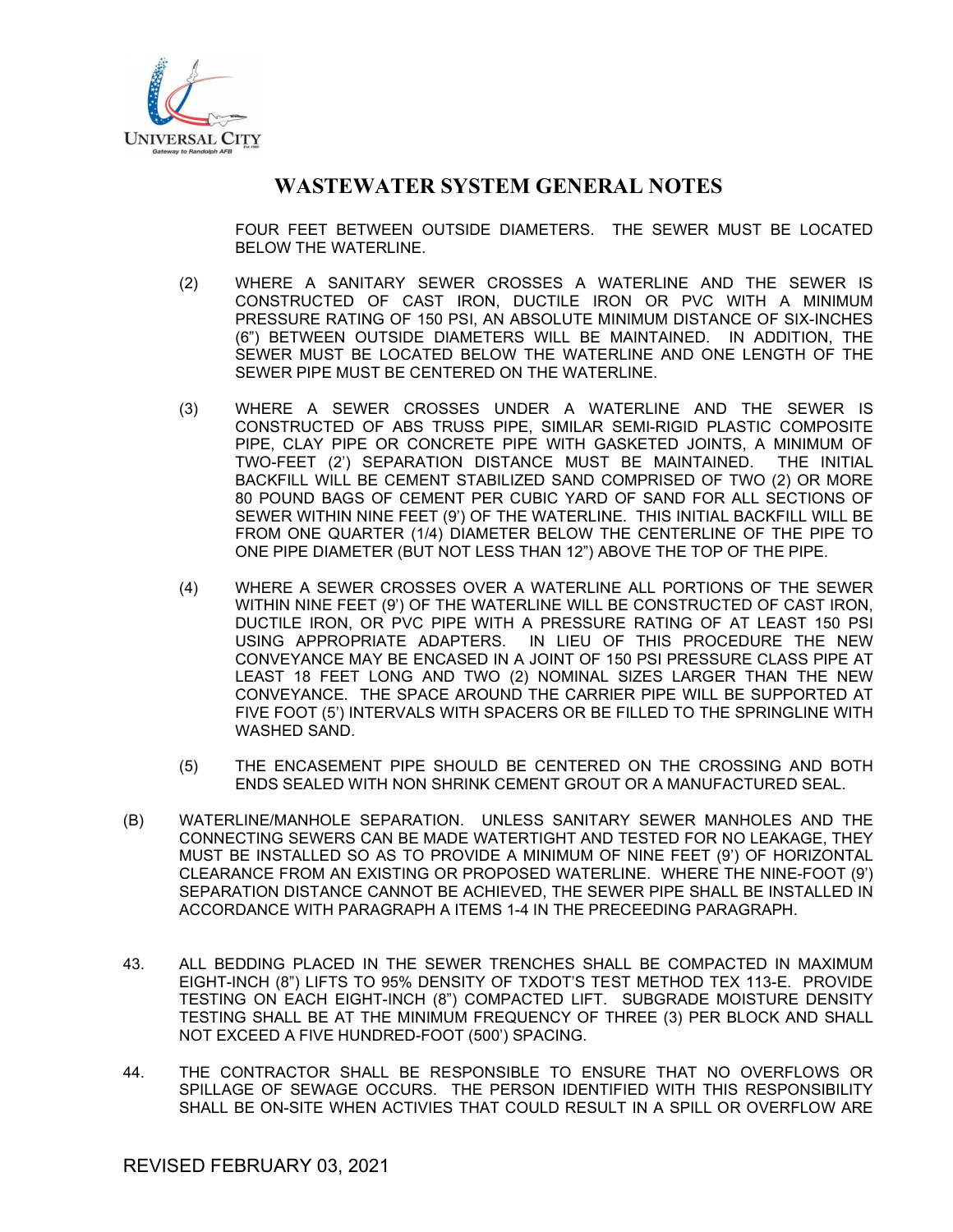# WASTEWATER SYSTEM GENERAL NOTES

FOUR FEET BETWEEN OUTSIDE DIAMETERS. THE SEWER MUST BE LOCATED BELOW THE WATERLINE.

(2) WHERE A SANITARY SEWER CROSSES A WATERLINE AND THE SEWER IS CONSTRUCTED OF CAST IRON, DUCTILE IRON OR PVC WITH A MINIMUM PRESSURE RATING OF 150 PSI, AN ABSOLUTE MINIMUM DISTANCE OF SIX-INCHES (6") BETWEEN OUTSIDE DIAMETERS WILL BE MAINTAINED. IN ADDITION, THE SEWER MUST BE LOCATED BELOW THE WATERLINE AND ONE LENGTH OF THE SEWER PIPE MUST BE CENTERED ON THE WATERLINE.

(3) WHERE A SEWER CROSSES UNDER A WATERLINE AND THE SEWER IS CONSTRUCTED OF ABS TRUSS PIPE, SIMILAR SEMI-RIGID PLASTIC COMPOSITE PIPE, CLAY PIPE OR CONCRETE PIPE WITH GASKETED JOINTS, A MINIMUM OF TWO-FEET (2') SEPARATION DISTANCE MUST BE MAINTAINED. THE INITIAL BACKFILL WILL BE CEMENT STABILIZED SAND COMPRISED OF TWO (2) OR MORE 80 POUND BAGS OF CEMENT PER CUBIC YARD OF SAND FOR ALL SECTIONS OF SEWER WITHIN NINE FEET (9') OF THE WATERLINE. THIS INITIAL BACKFILL WILL BE FROM ONE QUARTER (1/4) DIAMETER BELOW THE CENTERLINE OF THE PIPE TO ONE PIPE DIAMETER (BUT NOT LESS THAN 12") ABOVE THE TOP OF THE PIPE.

(4) WHERE A SEWER CROSSES OVER A WATERLINE ALL PORTIONS OF THE SEWER WITHIN NINE FEET (9') OF THE WATERLINE WILL BE CONSTRUCTED OF CAST IRON, DUCTILE IRON, OR PVC PIPE WITH A PRESSURE RATING OF AT LEAST 150 PSI USING APPROPRIATE ADAPTERS. IN LIEU OF THIS PROCEDURE THE NEW CONVEYANCE MAY BE ENCASED IN A JOINT OF 150 PSI PRESSURE CLASS PIPE AT LEAST 18 FEET LONG AND TWO (2) NOMINAL SIZES LARGER THAN THE NEW CONVEYANCE. THE SPACE AROUND THE CARRIER PIPE WILL BE SUPPORTED AT FIVE FOOT (5') INTERVALS WITH SPACERS OR BE FILLED TO THE SPRINGLINE WITH WASHED SAND.

(5) THE ENCASEMENT PIPE SHOULD BE CENTERED ON THE CROSSING AND BOTH ENDS SEALED WITH NON SHRINK CEMENT GROUT OR A MANUFACTURED SEAL.

(B) WATERLINE/MANHOLE SEPARATION. UNLESS SANITARY SEWER MANHOLES AND THE CONNECTING SEWERS CAN BE MADE WATERTIGHT AND TESTED FOR NO LEAKAGE, THEY MUST BE INSTALLED SO AS TO PROVIDE A MINIMUM OF NINE FEET (9') OF HORIZONTAL CLEARANCE FROM AN EXISTING OR PROPOSED WATERLINE. WHERE THE NINE-FOOT (9') SEPARATION DISTANCE CANNOT BE ACHIEVED, THE SEWER PIPE SHALL BE INSTALLED IN ACCORDANCE WITH PARAGRAPH A ITEMS 1-4 IN THE PRECEEDING PARAGRAPH.

43. ALL BEDDING PLACED IN THE SEWER TRENCHES SHALL BE COMPACTED IN MAXIMUM EIGHT-INCH (8") LIFTS TO 95% DENSITY OF TXDOT'S TEST METHOD TEX 113-E. PROVIDE TESTING ON EACH EIGHT-INCH (8") COMPACTED LIFT. SUBGRADE MOISTURE DENSITY TESTING SHALL BE AT THE MINIMUM FREQUENCY OF THREE (3) PER BLOCK AND SHALL NOT EXCEED A FIVE HUNDRED-FOOT (500') SPACING.

44. THE CONTRACTOR SHALL BE RESPONSIBLE TO ENSURE THAT NO OVERFLOWS OR SPILLAGE OF SEWAGE OCCURS. THE PERSON IDENTIFIED WITH THIS RESPONSIBILITY SHALL BE ON-SITE WHEN ACTIVIES THAT COULD RESULT IN A SPILL OR OVERFLOW ARE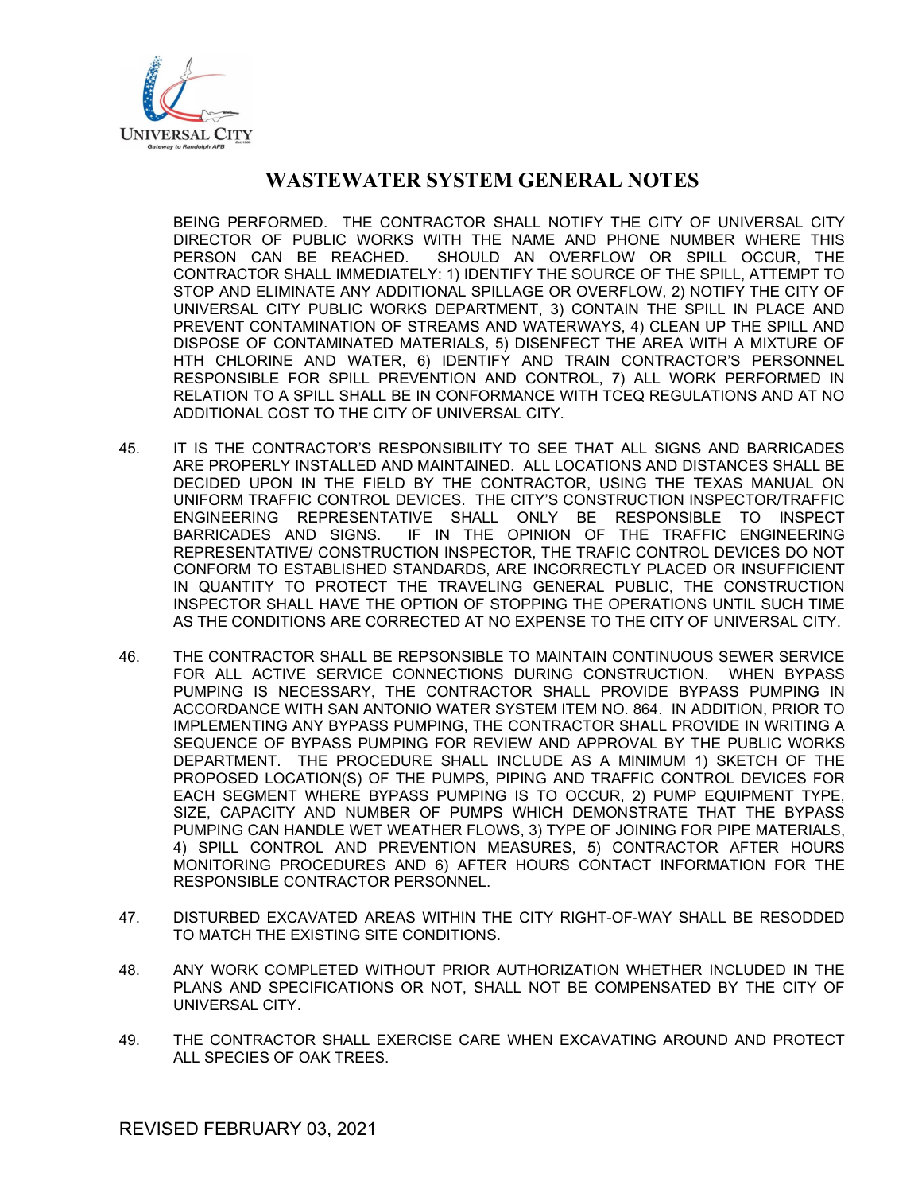# WASTEWATER SYSTEM GENERAL NOTES

BEING PERFORMED. THE CONTRACTOR SHALL NOTIFY THE CITY OF UNIVERSAL CITY DIRECTOR OF PUBLIC WORKS WITH THE NAME AND PHONE NUMBER WHERE THIS PERSON CAN BE REACHED. SHOULD AN OVERFLOW OR SPILL OCCUR, THE CONTRACTOR SHALL IMMEDIATELY: 1) IDENTIFY THE SOURCE OF THE SPILL, ATTEMPT TO STOP AND ELIMINATE ANY ADDITIONAL SPILLAGE OR OVERFLOW, 2) NOTIFY THE CITY OF UNIVERSAL CITY PUBLIC WORKS DEPARTMENT, 3) CONTAIN THE SPILL IN PLACE AND PREVENT CONTAMINATION OF STREAMS AND WATERWAYS, 4) CLEAN UP THE SPILL AND DISPOSE OF CONTAMINATED MATERIALS, 5) DISENFECT THE AREA WITH A MIXTURE OF HTH CHLORINE AND WATER, 6) IDENTIFY AND TRAIN CONTRACTOR'S PERSONNEL RESPONSIBLE FOR SPILL PREVENTION AND CONTROL, 7) ALL WORK PERFORMED IN RELATION TO A SPILL SHALL BE IN CONFORMANCE WITH TCEQ REGULATIONS AND AT NO ADDITIONAL COST TO THE CITY OF UNIVERSAL CITY.

45. IT IS THE CONTRACTOR'S RESPONSIBILITY TO SEE THAT ALL SIGNS AND BARRICADES ARE PROPERLY INSTALLED AND MAINTAINED. ALL LOCATIONS AND DISTANCES SHALL BE DECIDED UPON IN THE FIELD BY THE CONTRACTOR, USING THE TEXAS MANUAL ON UNIFORM TRAFFIC CONTROL DEVICES. THE CITY'S CONSTRUCTION INSPECTOR/TRAFFIC ENGINEERING REPRESENTATIVE SHALL ONLY BE RESPONSIBLE TO INSPECT BARRICADES AND SIGNS. IF IN THE OPINION OF THE TRAFFIC ENGINEERING REPRESENTATIVE/ CONSTRUCTION INSPECTOR, THE TRAFIC CONTROL DEVICES DO NOT CONFORM TO ESTABLISHED STANDARDS, ARE INCORRECTLY PLACED OR INSUFFICIENT IN QUANTITY TO PROTECT THE TRAVELING GENERAL PUBLIC, THE CONSTRUCTION INSPECTOR SHALL HAVE THE OPTION OF STOPPING THE OPERATIONS UNTIL SUCH TIME AS THE CONDITIONS ARE CORRECTED AT NO EXPENSE TO THE CITY OF UNIVERSAL CITY.

46. THE CONTRACTOR SHALL BE REPSONSIBLE TO MAINTAIN CONTINUOUS SEWER SERVICE FOR ALL ACTIVE SERVICE CONNECTIONS DURING CONSTRUCTION. WHEN BYPASS PUMPING IS NECESSARY, THE CONTRACTOR SHALL PROVIDE BYPASS PUMPING IN ACCORDANCE WITH SAN ANTONIO WATER SYSTEM ITEM NO. 864. IN ADDITION, PRIOR TO IMPLEMENTING ANY BYPASS PUMPING, THE CONTRACTOR SHALL PROVIDE IN WRITING A SEQUENCE OF BYPASS PUMPING FOR REVIEW AND APPROVAL BY THE PUBLIC WORKS DEPARTMENT. THE PROCEDURE SHALL INCLUDE AS A MINIMUM 1) SKETCH OF THE PROPOSED LOCATION(S) OF THE PUMPS, PIPING AND TRAFFIC CONTROL DEVICES FOR EACH SEGMENT WHERE BYPASS PUMPING IS TO OCCUR, 2) PUMP EQUIPMENT TYPE, SIZE, CAPACITY AND NUMBER OF PUMPS WHICH DEMONSTRATE THAT THE BYPASS PUMPING CAN HANDLE WET WEATHER FLOWS, 3) TYPE OF JOINING FOR PIPE MATERIALS, 4) SPILL CONTROL AND PREVENTION MEASURES, 5) CONTRACTOR AFTER HOURS MONITORING PROCEDURES AND 6) AFTER HOURS CONTACT INFORMATION FOR THE RESPONSIBLE CONTRACTOR PERSONNEL.

47. DISTURBED EXCAVATED AREAS WITHIN THE CITY RIGHT-OF-WAY SHALL BE RESODDED TO MATCH THE EXISTING SITE CONDITIONS.

48. ANY WORK COMPLETED WITHOUT PRIOR AUTHORIZATION WHETHER INCLUDED IN THE PLANS AND SPECIFICATIONS OR NOT, SHALL NOT BE COMPENSATED BY THE CITY OF UNIVERSAL CITY.

49. THE CONTRACTOR SHALL EXERCISE CARE WHEN EXCAVATING AROUND AND PROTECT ALL SPECIES OF OAK TREES.

REVISED FEBRUARY 03, 2021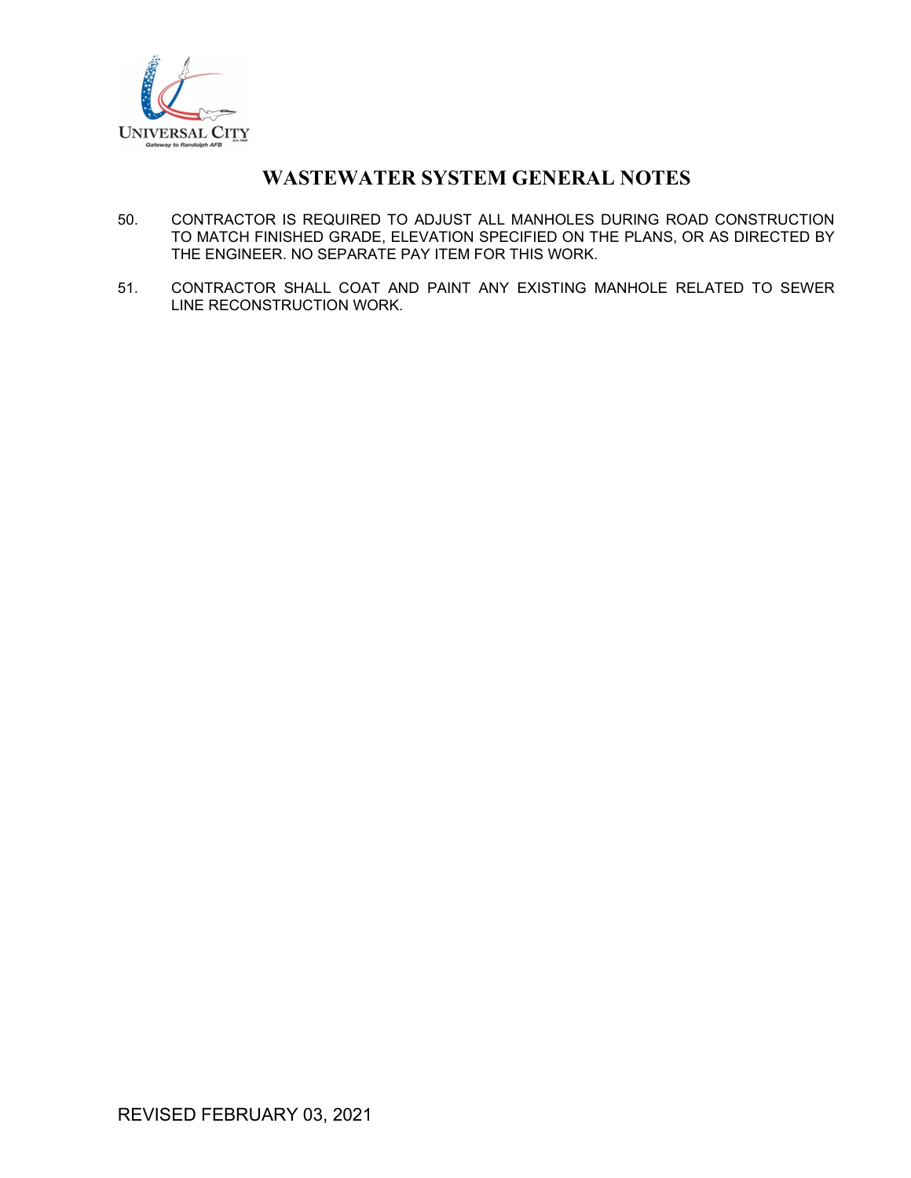# WASTEWATER SYSTEM GENERAL NOTES

50. CONTRACTOR IS REQUIRED TO ADJUST ALL MANHOLES DURING ROAD CONSTRUCTION TO MATCH FINISHED GRADE, ELEVATION SPECIFIED ON THE PLANS, OR AS DIRECTED BY THE ENGINEER. NO SEPARATE PAY ITEM FOR THIS WORK.

51. CONTRACTOR SHALL COAT AND PAINT ANY EXISTING MANHOLE RELATED TO SEWER LINE RECONSTRUCTION WORK.